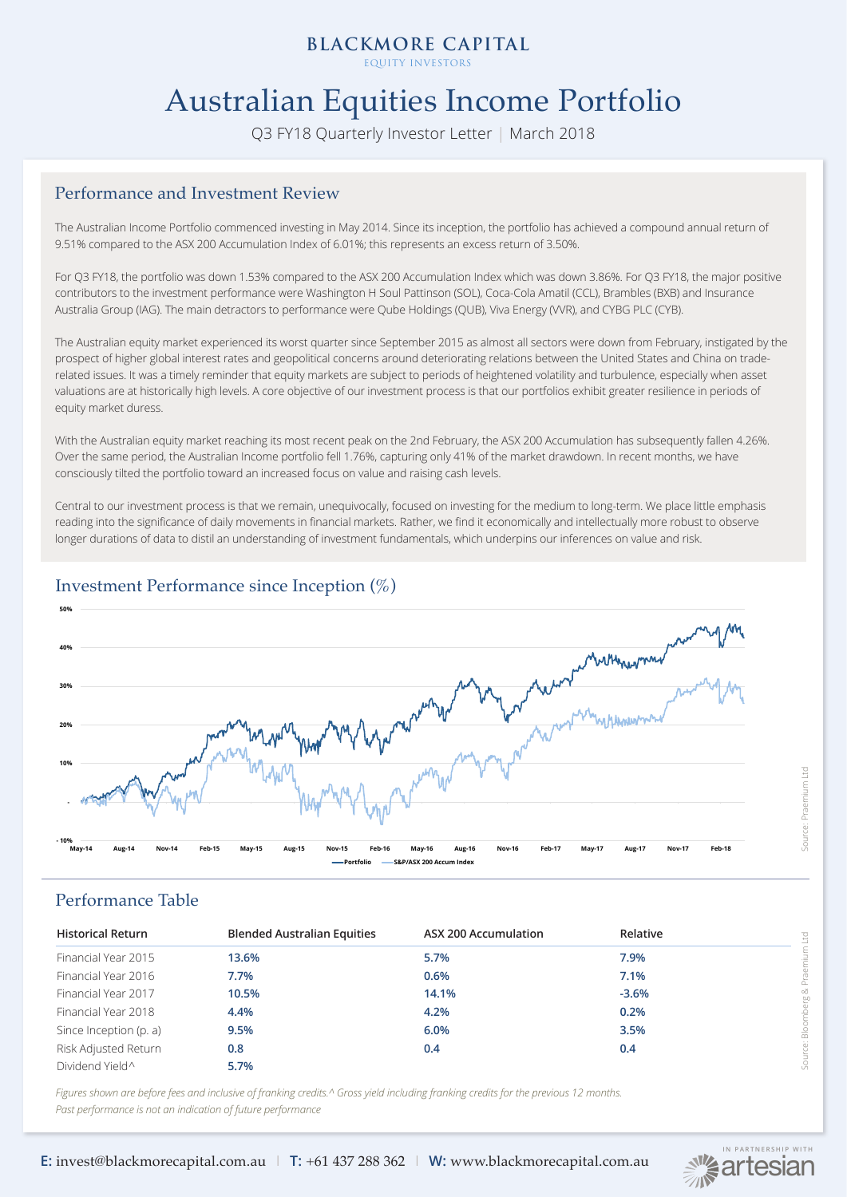BLACKMORE CAPITAL
EQUITY INVESTORS

# Australian Equities Income Portfolio

Q3 FY18 Quarterly Investor Letter | March 2018

## Performance and Investment Review

The Australian Income Portfolio commenced investing in May 2014. Since its inception, the portfolio has achieved a compound annual return of 9.51% compared to the ASX 200 Accumulation Index of 6.01%; this represents an excess return of 3.50%.

For Q3 FY18, the portfolio was down 1.53% compared to the ASX 200 Accumulation Index which was down 3.86%. For Q3 FY18, the major positive contributors to the investment performance were Washington H Soul Pattinson (SOL), Coca-Cola Amatil (CCL), Brambles (BXB) and Insurance Australia Group (IAG). The main detractors to performance were Qube Holdings (QUB), Viva Energy (VVR), and CYBG PLC (CYB).

The Australian equity market experienced its worst quarter since September 2015 as almost all sectors were down from February, instigated by the prospect of higher global interest rates and geopolitical concerns around deteriorating relations between the United States and China on trade-related issues. It was a timely reminder that equity markets are subject to periods of heightened volatility and turbulence, especially when asset valuations are at historically high levels. A core objective of our investment process is that our portfolios exhibit greater resilience in periods of equity market duress.

With the Australian equity market reaching its most recent peak on the 2nd February, the ASX 200 Accumulation has subsequently fallen 4.26%. Over the same period, the Australian Income portfolio fell 1.76%, capturing only 41% of the market drawdown. In recent months, we have consciously tilted the portfolio toward an increased focus on value and raising cash levels.

Central to our investment process is that we remain, unequivocally, focused on investing for the medium to long-term. We place little emphasis reading into the significance of daily movements in financial markets. Rather, we find it economically and intellectually more robust to observe longer durations of data to distil an understanding of investment fundamentals, which underpins our inferences on value and risk.

## Investment Performance since Inception (%)

Portfolio — S&P/ASX 200 Accum Index

Source: Praemium Ltd

## Performance Table

| Historical Return | Blended Australian Equities | ASX 200 Accumulation | Relative |
|---|---|---|---|
| Financial Year 2015 | 13.6% | 5.7% | 7.9% |
| Financial Year 2016 | 7.7% | 0.6% | 7.1% |
| Financial Year 2017 | 10.5% | 14.1% | -3.6% |
| Financial Year 2018 | 4.4% | 4.2% | 0.2% |
| Since Inception (p. a) | 9.5% | 6.0% | 3.5% |
| Risk Adjusted Return | 0.8 | 0.4 | 0.4 |
| Dividend Yield^ | 5.7% | | |

Source: Bloomberg & Praemium Ltd

*Figures shown are before fees and inclusive of franking credits.^ Gross yield including franking credits for the previous 12 months.*
*Past performance is not an indication of future performance*

**E:** invest@blackmorecapital.com.au | **T:** +61 437 288 362 | **W:** www.blackmorecapital.com.au

IN PARTNERSHIP WITH artesian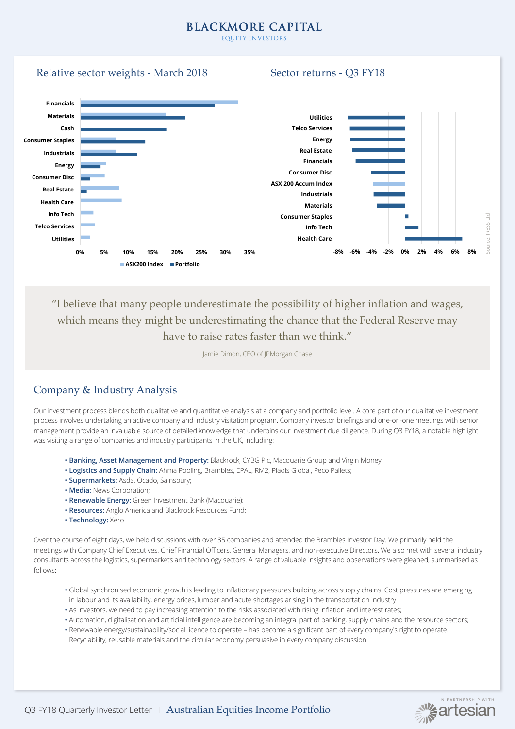## Relative sector weights - March 2018

## Sector returns - Q3 FY18

Source: IRESS Ltd

> "I believe that many people underestimate the possibility of higher inflation and wages, which means they might be underestimating the chance that the Federal Reserve may have to raise rates faster than we think."
>
> Jamie Dimon, CEO of JPMorgan Chase

## Company & Industry Analysis

Our investment process blends both qualitative and quantitative analysis at a company and portfolio level. A core part of our qualitative investment process involves undertaking an active company and industry visitation program. Company investor briefings and one-on-one meetings with senior management provide an invaluable source of detailed knowledge that underpins our investment due diligence. During Q3 FY18, a notable highlight was visiting a range of companies and industry participants in the UK, including:

- **Banking, Asset Management and Property:** Blackrock, CYBG Plc, Macquarie Group and Virgin Money;
- **Logistics and Supply Chain:** Ahma Pooling, Brambles, EPAL, RM2, Pladis Global, Peco Pallets;
- **Supermarkets:** Asda, Ocado, Sainsbury;
- **Media:** News Corporation;
- **Renewable Energy:** Green Investment Bank (Macquarie);
- **Resources:** Anglo America and Blackrock Resources Fund;
- **Technology:** Xero

Over the course of eight days, we held discussions with over 35 companies and attended the Brambles Investor Day. We primarily held the meetings with Company Chief Executives, Chief Financial Officers, General Managers, and non-executive Directors. We also met with several industry consultants across the logistics, supermarkets and technology sectors. A range of valuable insights and observations were gleaned, summarised as follows:

- Global synchronised economic growth is leading to inflationary pressures building across supply chains. Cost pressures are emerging in labour and its availability, energy prices, lumber and acute shortages arising in the transportation industry.
- As investors, we need to pay increasing attention to the risks associated with rising inflation and interest rates;
- Automation, digitalisation and artificial intelligence are becoming an integral part of banking, supply chains and the resource sectors;
- Renewable energy/sustainability/social licence to operate – has become a significant part of every company's right to operate. Recyclability, reusable materials and the circular economy persuasive in every company discussion.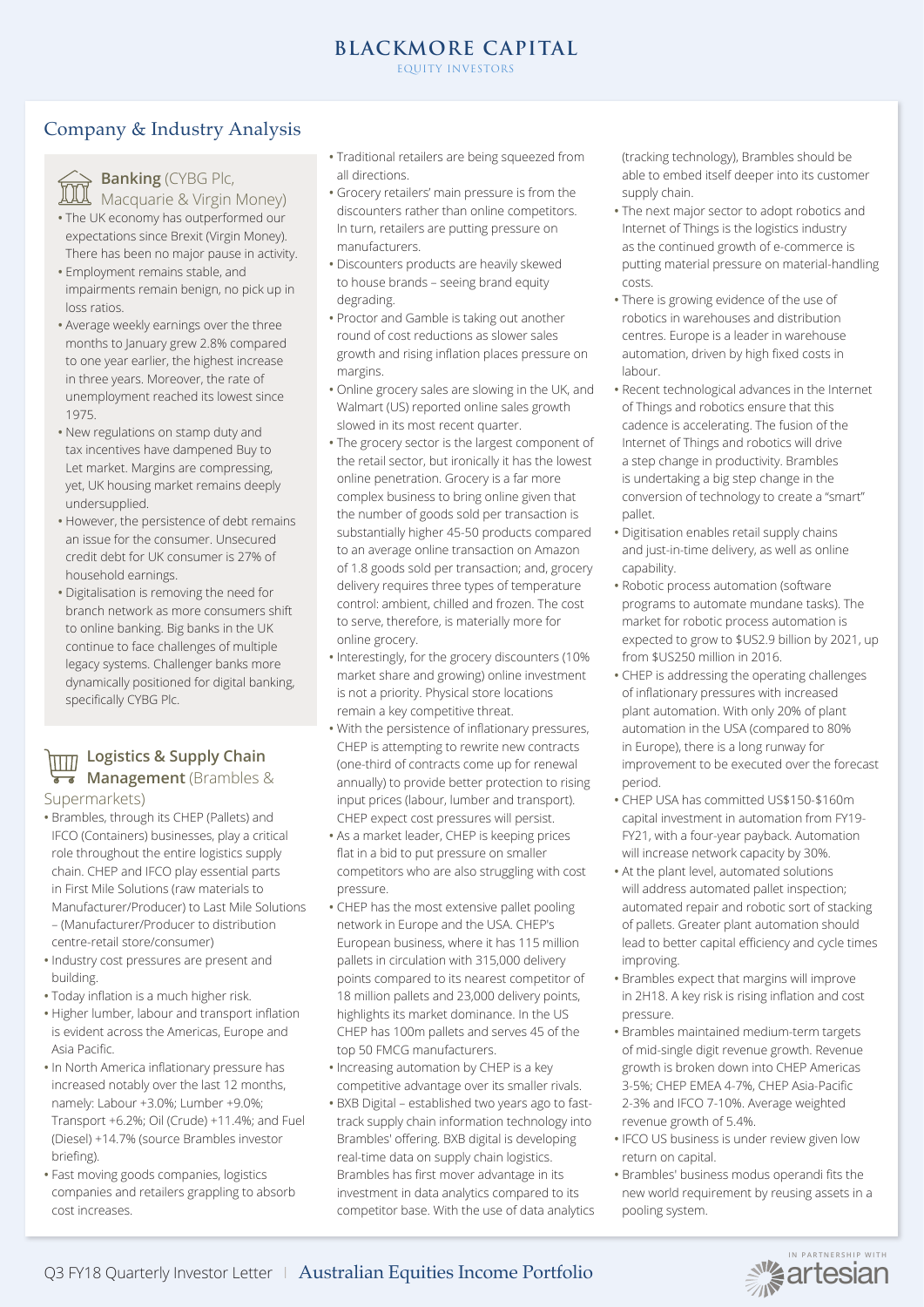## Company & Industry Analysis

### Banking (CYBG Plc, Macquarie & Virgin Money)

- The UK economy has outperformed our expectations since Brexit (Virgin Money). There has been no major pause in activity.
- Employment remains stable, and impairments remain benign, no pick up in loss ratios.
- Average weekly earnings over the three months to January grew 2.8% compared to one year earlier, the highest increase in three years. Moreover, the rate of unemployment reached its lowest since 1975.
- New regulations on stamp duty and tax incentives have dampened Buy to Let market. Margins are compressing, yet, UK housing market remains deeply undersupplied.
- However, the persistence of debt remains an issue for the consumer. Unsecured credit debt for UK consumer is 27% of household earnings.
- Digitalisation is removing the need for branch network as more consumers shift to online banking. Big banks in the UK continue to face challenges of multiple legacy systems. Challenger banks more dynamically positioned for digital banking, specifically CYBG Plc.

### Logistics & Supply Chain Management (Brambles & Supermarkets)

- Brambles, through its CHEP (Pallets) and IFCO (Containers) businesses, play a critical role throughout the entire logistics supply chain. CHEP and IFCO play essential parts in First Mile Solutions (raw materials to Manufacturer/Producer) to Last Mile Solutions – (Manufacturer/Producer to distribution centre-retail store/consumer)
- Industry cost pressures are present and building.
- Today inflation is a much higher risk.
- Higher lumber, labour and transport inflation is evident across the Americas, Europe and Asia Pacific.
- In North America inflationary pressure has increased notably over the last 12 months, namely: Labour +3.0%; Lumber +9.0%; Transport +6.2%; Oil (Crude) +11.4%; and Fuel (Diesel) +14.7% (source Brambles investor briefing).
- Fast moving goods companies, logistics companies and retailers grappling to absorb cost increases.
- Traditional retailers are being squeezed from all directions.
- Grocery retailers' main pressure is from the discounters rather than online competitors. In turn, retailers are putting pressure on manufacturers.
- Discounters products are heavily skewed to house brands – seeing brand equity degrading.
- Proctor and Gamble is taking out another round of cost reductions as slower sales growth and rising inflation places pressure on margins.
- Online grocery sales are slowing in the UK, and Walmart (US) reported online sales growth slowed in its most recent quarter.
- The grocery sector is the largest component of the retail sector, but ironically it has the lowest online penetration. Grocery is a far more complex business to bring online given that the number of goods sold per transaction is substantially higher 45-50 products compared to an average online transaction on Amazon of 1.8 goods sold per transaction; and, grocery delivery requires three types of temperature control: ambient, chilled and frozen. The cost to serve, therefore, is materially more for online grocery.
- Interestingly, for the grocery discounters (10% market share and growing) online investment is not a priority. Physical store locations remain a key competitive threat.
- With the persistence of inflationary pressures, CHEP is attempting to rewrite new contracts (one-third of contracts come up for renewal annually) to provide better protection to rising input prices (labour, lumber and transport). CHEP expect cost pressures will persist.
- As a market leader, CHEP is keeping prices flat in a bid to put pressure on smaller competitors who are also struggling with cost pressure.
- CHEP has the most extensive pallet pooling network in Europe and the USA. CHEP's European business, where it has 115 million pallets in circulation with 315,000 delivery points compared to its nearest competitor of 18 million pallets and 23,000 delivery points, highlights its market dominance. In the US CHEP has 100m pallets and serves 45 of the top 50 FMCG manufacturers.
- Increasing automation by CHEP is a key competitive advantage over its smaller rivals.
- BXB Digital – established two years ago to fast-track supply chain information technology into Brambles' offering. BXB digital is developing real-time data on supply chain logistics. Brambles has first mover advantage in its investment in data analytics compared to its competitor base. With the use of data analytics (tracking technology), Brambles should be able to embed itself deeper into its customer supply chain.
- The next major sector to adopt robotics and Internet of Things is the logistics industry as the continued growth of e-commerce is putting material pressure on material-handling costs.
- There is growing evidence of the use of robotics in warehouses and distribution centres. Europe is a leader in warehouse automation, driven by high fixed costs in labour.
- Recent technological advances in the Internet of Things and robotics ensure that this cadence is accelerating. The fusion of the Internet of Things and robotics will drive a step change in productivity. Brambles is undertaking a big step change in the conversion of technology to create a "smart" pallet.
- Digitisation enables retail supply chains and just-in-time delivery, as well as online capability.
- Robotic process automation (software programs to automate mundane tasks). The market for robotic process automation is expected to grow to $US2.9 billion by 2021, up from $US250 million in 2016.
- CHEP is addressing the operating challenges of inflationary pressures with increased plant automation. With only 20% of plant automation in the USA (compared to 80% in Europe), there is a long runway for improvement to be executed over the forecast period.
- CHEP USA has committed US$150-$160m capital investment in automation from FY19-FY21, with a four-year payback. Automation will increase network capacity by 30%.
- At the plant level, automated solutions will address automated pallet inspection; automated repair and robotic sort of stacking of pallets. Greater plant automation should lead to better capital efficiency and cycle times improving.
- Brambles expect that margins will improve in 2H18. A key risk is rising inflation and cost pressure.
- Brambles maintained medium-term targets of mid-single digit revenue growth. Revenue growth is broken down into CHEP Americas 3-5%; CHEP EMEA 4-7%, CHEP Asia-Pacific 2-3% and IFCO 7-10%. Average weighted revenue growth of 5.4%.
- IFCO US business is under review given low return on capital.
- Brambles' business modus operandi fits the new world requirement by reusing assets in a pooling system.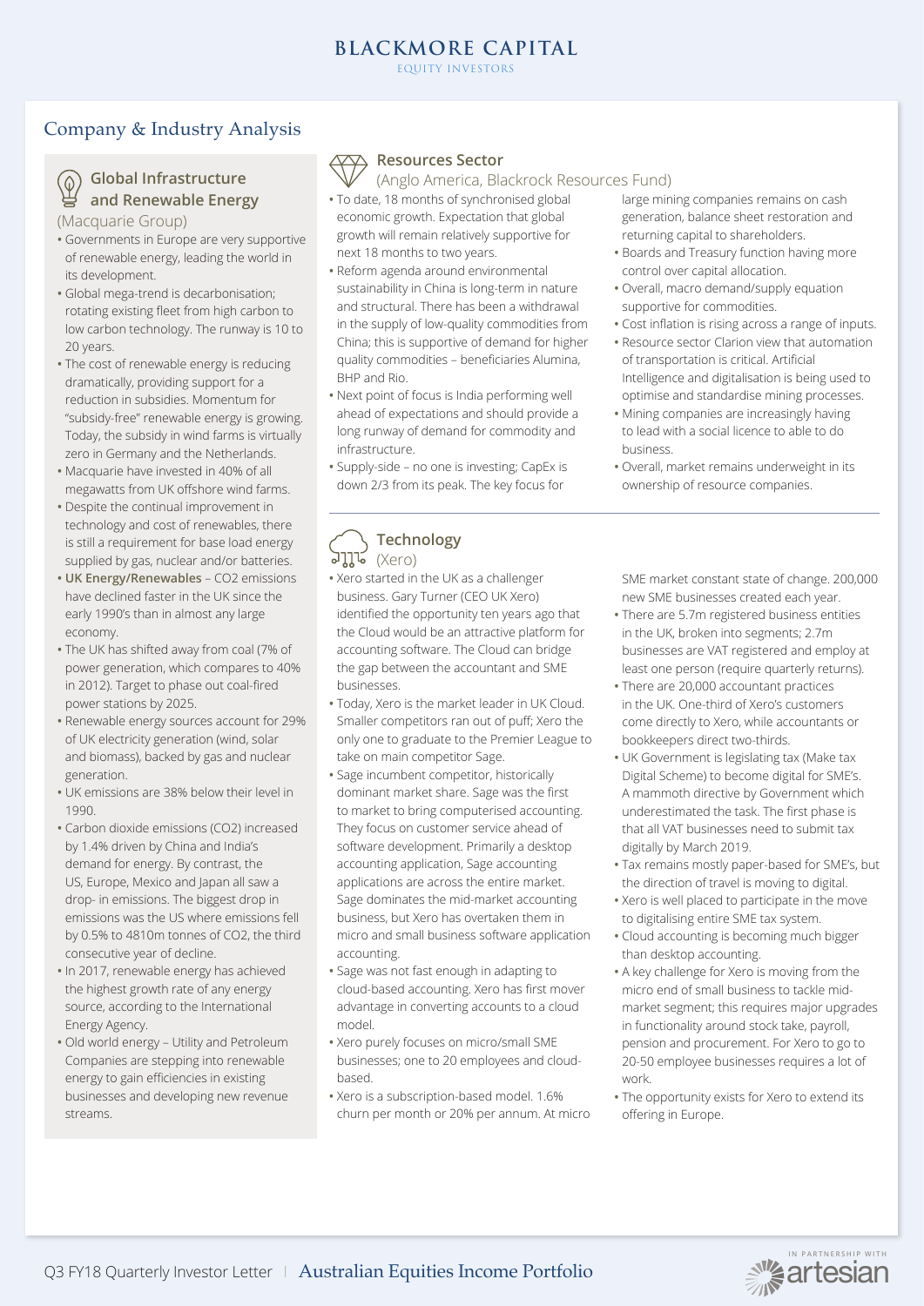## Company & Industry Analysis

### Global Infrastructure and Renewable Energy

(Macquarie Group)

- Governments in Europe are very supportive of renewable energy, leading the world in its development.
- Global mega-trend is decarbonisation; rotating existing fleet from high carbon to low carbon technology. The runway is 10 to 20 years.
- The cost of renewable energy is reducing dramatically, providing support for a reduction in subsidies. Momentum for "subsidy-free" renewable energy is growing. Today, the subsidy in wind farms is virtually zero in Germany and the Netherlands.
- Macquarie have invested in 40% of all megawatts from UK offshore wind farms.
- Despite the continual improvement in technology and cost of renewables, there is still a requirement for base load energy supplied by gas, nuclear and/or batteries.
- **UK Energy/Renewables** – CO2 emissions have declined faster in the UK since the early 1990's than in almost any large economy.
- The UK has shifted away from coal (7% of power generation, which compares to 40% in 2012). Target to phase out coal-fired power stations by 2025.
- Renewable energy sources account for 29% of UK electricity generation (wind, solar and biomass), backed by gas and nuclear generation.
- UK emissions are 38% below their level in 1990.
- Carbon dioxide emissions (CO2) increased by 1.4% driven by China and India's demand for energy. By contrast, the US, Europe, Mexico and Japan all saw a drop- in emissions. The biggest drop in emissions was the US where emissions fell by 0.5% to 4810m tonnes of CO2, the third consecutive year of decline.
- In 2017, renewable energy has achieved the highest growth rate of any energy source, according to the International Energy Agency.
- Old world energy – Utility and Petroleum Companies are stepping into renewable energy to gain efficiencies in existing businesses and developing new revenue streams.

### Resources Sector

(Anglo America, Blackrock Resources Fund)

- To date, 18 months of synchronised global economic growth. Expectation that global growth will remain relatively supportive for next 18 months to two years.
- Reform agenda around environmental sustainability in China is long-term in nature and structural. There has been a withdrawal in the supply of low-quality commodities from China; this is supportive of demand for higher quality commodities – beneficiaries Alumina, BHP and Rio.
- Next point of focus is India performing well ahead of expectations and should provide a long runway of demand for commodity and infrastructure.
- Supply-side – no one is investing; CapEx is down 2/3 from its peak. The key focus for large mining companies remains on cash generation, balance sheet restoration and returning capital to shareholders.
- Boards and Treasury function having more control over capital allocation.
- Overall, macro demand/supply equation supportive for commodities.
- Cost inflation is rising across a range of inputs.
- Resource sector Clarion view that automation of transportation is critical. Artificial Intelligence and digitalisation is being used to optimise and standardise mining processes.
- Mining companies are increasingly having to lead with a social licence to able to do business.
- Overall, market remains underweight in its ownership of resource companies.

### Technology

(Xero)

- Xero started in the UK as a challenger business. Gary Turner (CEO UK Xero) identified the opportunity ten years ago that the Cloud would be an attractive platform for accounting software. The Cloud can bridge the gap between the accountant and SME businesses.
- Today, Xero is the market leader in UK Cloud. Smaller competitors ran out of puff; Xero the only one to graduate to the Premier League to take on main competitor Sage.
- Sage incumbent competitor, historically dominant market share. Sage was the first to market to bring computerised accounting. They focus on customer service ahead of software development. Primarily a desktop accounting application, Sage accounting applications are across the entire market. Sage dominates the mid-market accounting business, but Xero has overtaken them in micro and small business software application accounting.
- Sage was not fast enough in adapting to cloud-based accounting. Xero has first mover advantage in converting accounts to a cloud model.
- Xero purely focuses on micro/small SME businesses; one to 20 employees and cloud-based.
- Xero is a subscription-based model. 1.6% churn per month or 20% per annum. At micro SME market constant state of change. 200,000 new SME businesses created each year.
- There are 5.7m registered business entities in the UK, broken into segments; 2.7m businesses are VAT registered and employ at least one person (require quarterly returns).
- There are 20,000 accountant practices in the UK. One-third of Xero's customers come directly to Xero, while accountants or bookkeepers direct two-thirds.
- UK Government is legislating tax (Make tax Digital Scheme) to become digital for SME's. A mammoth directive by Government which underestimated the task. The first phase is that all VAT businesses need to submit tax digitally by March 2019.
- Tax remains mostly paper-based for SME's, but the direction of travel is moving to digital.
- Xero is well placed to participate in the move to digitalising entire SME tax system.
- Cloud accounting is becoming much bigger than desktop accounting.
- A key challenge for Xero is moving from the micro end of small business to tackle mid-market segment; this requires major upgrades in functionality around stock take, payroll, pension and procurement. For Xero to go to 20-50 employee businesses requires a lot of work.
- The opportunity exists for Xero to extend its offering in Europe.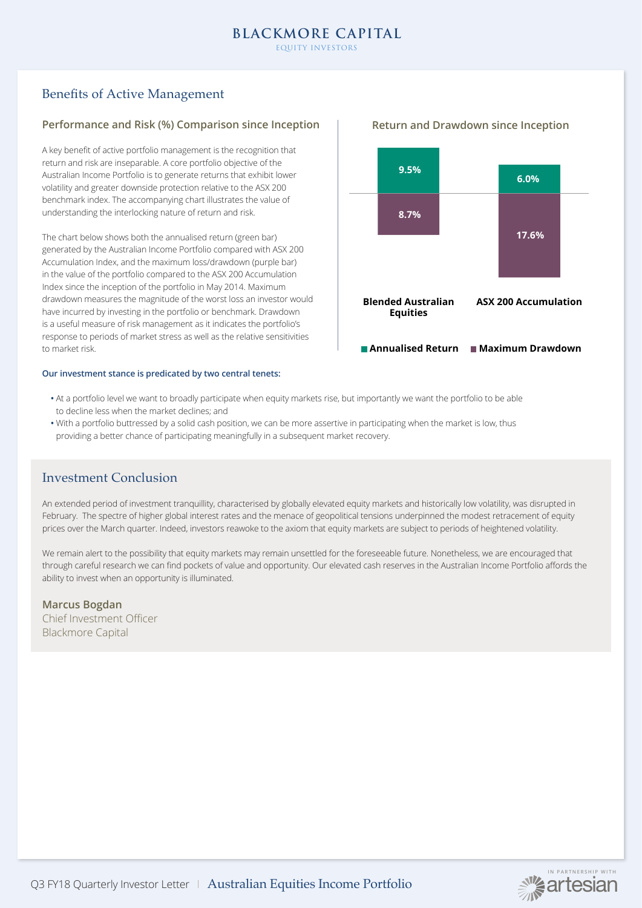## Benefits of Active Management

### Performance and Risk (%) Comparison since Inception

A key benefit of active portfolio management is the recognition that return and risk are inseparable. A core portfolio objective of the Australian Income Portfolio is to generate returns that exhibit lower volatility and greater downside protection relative to the ASX 200 benchmark index. The accompanying chart illustrates the value of understanding the interlocking nature of return and risk.

The chart below shows both the annualised return (green bar) generated by the Australian Income Portfolio compared with ASX 200 Accumulation Index, and the maximum loss/drawdown (purple bar) in the value of the portfolio compared to the ASX 200 Accumulation Index since the inception of the portfolio in May 2014. Maximum drawdown measures the magnitude of the worst loss an investor would have incurred by investing in the portfolio or benchmark. Drawdown is a useful measure of risk management as it indicates the portfolio's response to periods of market stress as well as the relative sensitivities to market risk.

### Return and Drawdown since Inception

| | Annualised Return | Maximum Drawdown |
|---|---|---|
| Blended Australian Equities | 9.5% | 8.7% |
| ASX 200 Accumulation | 6.0% | 17.6% |

**Our investment stance is predicated by two central tenets:**

- At a portfolio level we want to broadly participate when equity markets rise, but importantly we want the portfolio to be able to decline less when the market declines; and
- With a portfolio buttressed by a solid cash position, we can be more assertive in participating when the market is low, thus providing a better chance of participating meaningfully in a subsequent market recovery.

## Investment Conclusion

An extended period of investment tranquillity, characterised by globally elevated equity markets and historically low volatility, was disrupted in February. The spectre of higher global interest rates and the menace of geopolitical tensions underpinned the modest retracement of equity prices over the March quarter. Indeed, investors reawoke to the axiom that equity markets are subject to periods of heightened volatility.

We remain alert to the possibility that equity markets may remain unsettled for the foreseeable future. Nonetheless, we are encouraged that through careful research we can find pockets of value and opportunity. Our elevated cash reserves in the Australian Income Portfolio affords the ability to invest when an opportunity is illuminated.

**Marcus Bogdan**
Chief Investment Officer
Blackmore Capital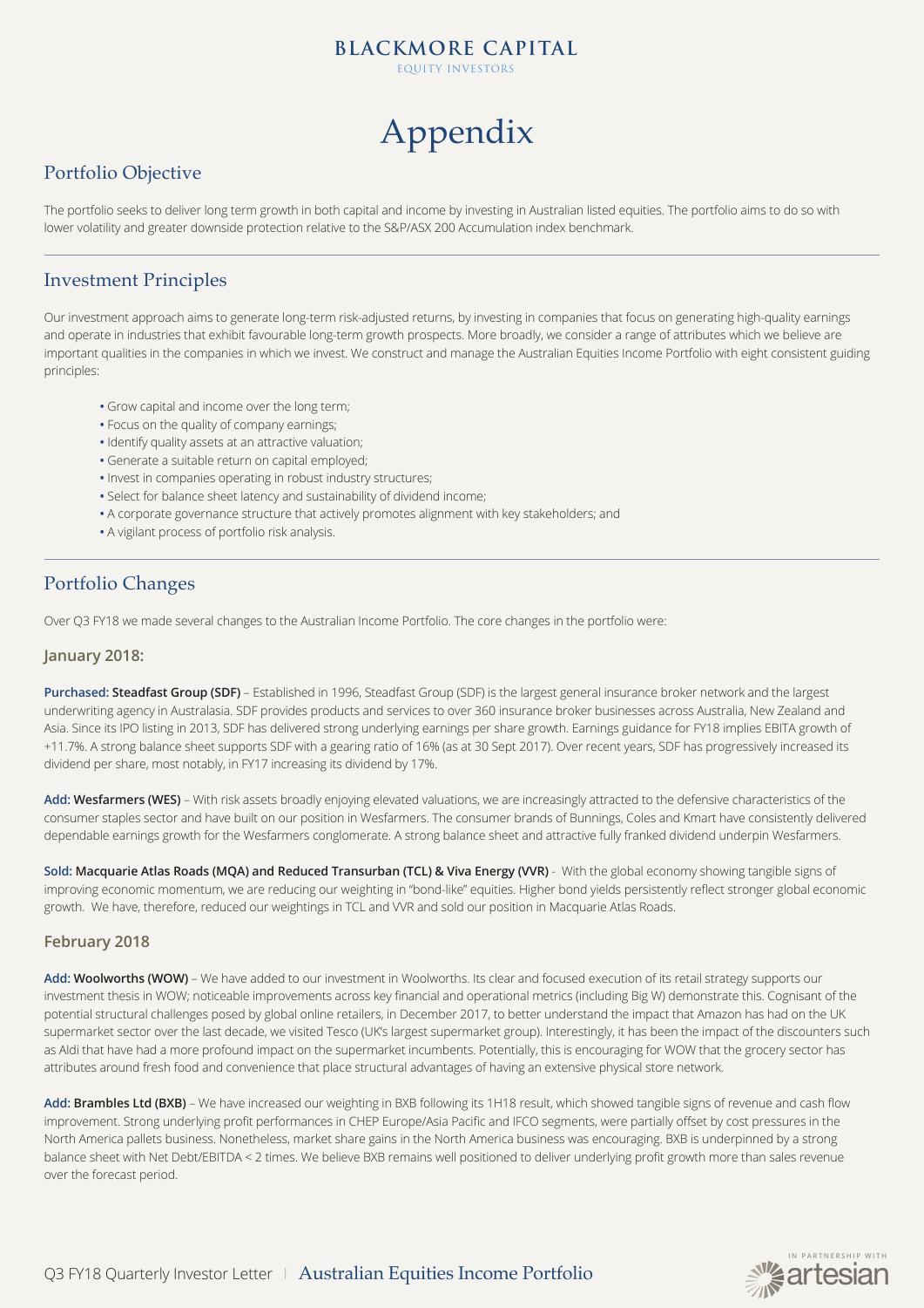# Appendix

## Portfolio Objective

The portfolio seeks to deliver long term growth in both capital and income by investing in Australian listed equities. The portfolio aims to do so with lower volatility and greater downside protection relative to the S&P/ASX 200 Accumulation index benchmark.

## Investment Principles

Our investment approach aims to generate long-term risk-adjusted returns, by investing in companies that focus on generating high-quality earnings and operate in industries that exhibit favourable long-term growth prospects. More broadly, we consider a range of attributes which we believe are important qualities in the companies in which we invest. We construct and manage the Australian Equities Income Portfolio with eight consistent guiding principles:

- Grow capital and income over the long term;
- Focus on the quality of company earnings;
- Identify quality assets at an attractive valuation;
- Generate a suitable return on capital employed;
- Invest in companies operating in robust industry structures;
- Select for balance sheet latency and sustainability of dividend income;
- A corporate governance structure that actively promotes alignment with key stakeholders; and
- A vigilant process of portfolio risk analysis.

## Portfolio Changes

Over Q3 FY18 we made several changes to the Australian Income Portfolio. The core changes in the portfolio were:

### January 2018:

**Purchased: Steadfast Group (SDF)** – Established in 1996, Steadfast Group (SDF) is the largest general insurance broker network and the largest underwriting agency in Australasia. SDF provides products and services to over 360 insurance broker businesses across Australia, New Zealand and Asia. Since its IPO listing in 2013, SDF has delivered strong underlying earnings per share growth. Earnings guidance for FY18 implies EBITA growth of +11.7%. A strong balance sheet supports SDF with a gearing ratio of 16% (as at 30 Sept 2017). Over recent years, SDF has progressively increased its dividend per share, most notably, in FY17 increasing its dividend by 17%.

**Add: Wesfarmers (WES)** – With risk assets broadly enjoying elevated valuations, we are increasingly attracted to the defensive characteristics of the consumer staples sector and have built on our position in Wesfarmers. The consumer brands of Bunnings, Coles and Kmart have consistently delivered dependable earnings growth for the Wesfarmers conglomerate. A strong balance sheet and attractive fully franked dividend underpin Wesfarmers.

**Sold: Macquarie Atlas Roads (MQA) and Reduced Transurban (TCL) & Viva Energy (VVR)** - With the global economy showing tangible signs of improving economic momentum, we are reducing our weighting in "bond-like" equities. Higher bond yields persistently reflect stronger global economic growth. We have, therefore, reduced our weightings in TCL and VVR and sold our position in Macquarie Atlas Roads.

### February 2018

**Add: Woolworths (WOW)** – We have added to our investment in Woolworths. Its clear and focused execution of its retail strategy supports our investment thesis in WOW; noticeable improvements across key financial and operational metrics (including Big W) demonstrate this. Cognisant of the potential structural challenges posed by global online retailers, in December 2017, to better understand the impact that Amazon has had on the UK supermarket sector over the last decade, we visited Tesco (UK's largest supermarket group). Interestingly, it has been the impact of the discounters such as Aldi that have had a more profound impact on the supermarket incumbents. Potentially, this is encouraging for WOW that the grocery sector has attributes around fresh food and convenience that place structural advantages of having an extensive physical store network.

**Add: Brambles Ltd (BXB)** – We have increased our weighting in BXB following its 1H18 result, which showed tangible signs of revenue and cash flow improvement. Strong underlying profit performances in CHEP Europe/Asia Pacific and IFCO segments, were partially offset by cost pressures in the North America pallets business. Nonetheless, market share gains in the North America business was encouraging. BXB is underpinned by a strong balance sheet with Net Debt/EBITDA < 2 times. We believe BXB remains well positioned to deliver underlying profit growth more than sales revenue over the forecast period.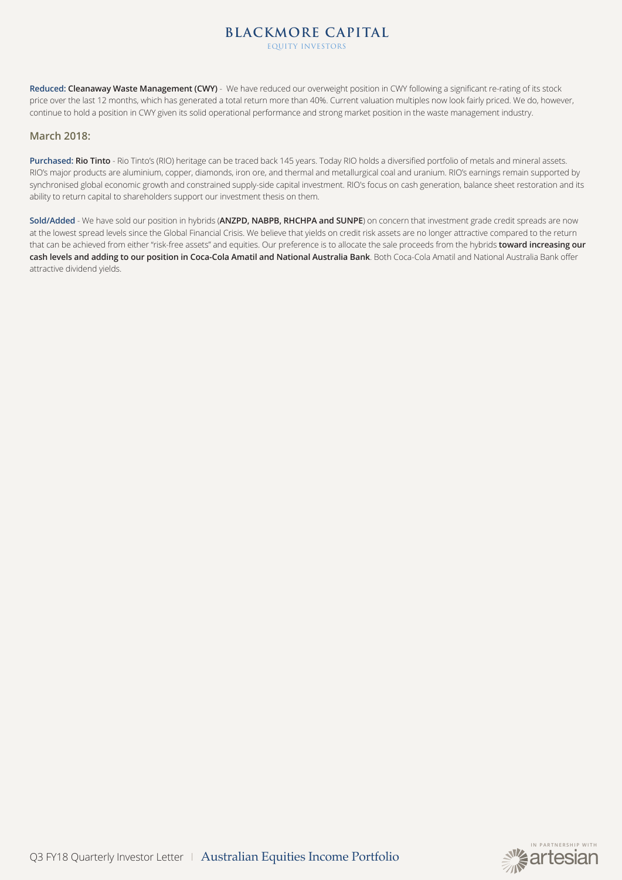**Reduced: Cleanaway Waste Management (CWY)** - We have reduced our overweight position in CWY following a significant re-rating of its stock price over the last 12 months, which has generated a total return more than 40%. Current valuation multiples now look fairly priced. We do, however, continue to hold a position in CWY given its solid operational performance and strong market position in the waste management industry.

## March 2018:

**Purchased: Rio Tinto** - Rio Tinto's (RIO) heritage can be traced back 145 years. Today RIO holds a diversified portfolio of metals and mineral assets. RIO's major products are aluminium, copper, diamonds, iron ore, and thermal and metallurgical coal and uranium. RIO's earnings remain supported by synchronised global economic growth and constrained supply-side capital investment. RIO's focus on cash generation, balance sheet restoration and its ability to return capital to shareholders support our investment thesis on them.

**Sold/Added** - We have sold our position in hybrids (**ANZPD, NABPB, RHCHPA and SUNPE**) on concern that investment grade credit spreads are now at the lowest spread levels since the Global Financial Crisis. We believe that yields on credit risk assets are no longer attractive compared to the return that can be achieved from either "risk-free assets" and equities. Our preference is to allocate the sale proceeds from the hybrids **toward increasing our cash levels and adding to our position in Coca-Cola Amatil and National Australia Bank**. Both Coca-Cola Amatil and National Australia Bank offer attractive dividend yields.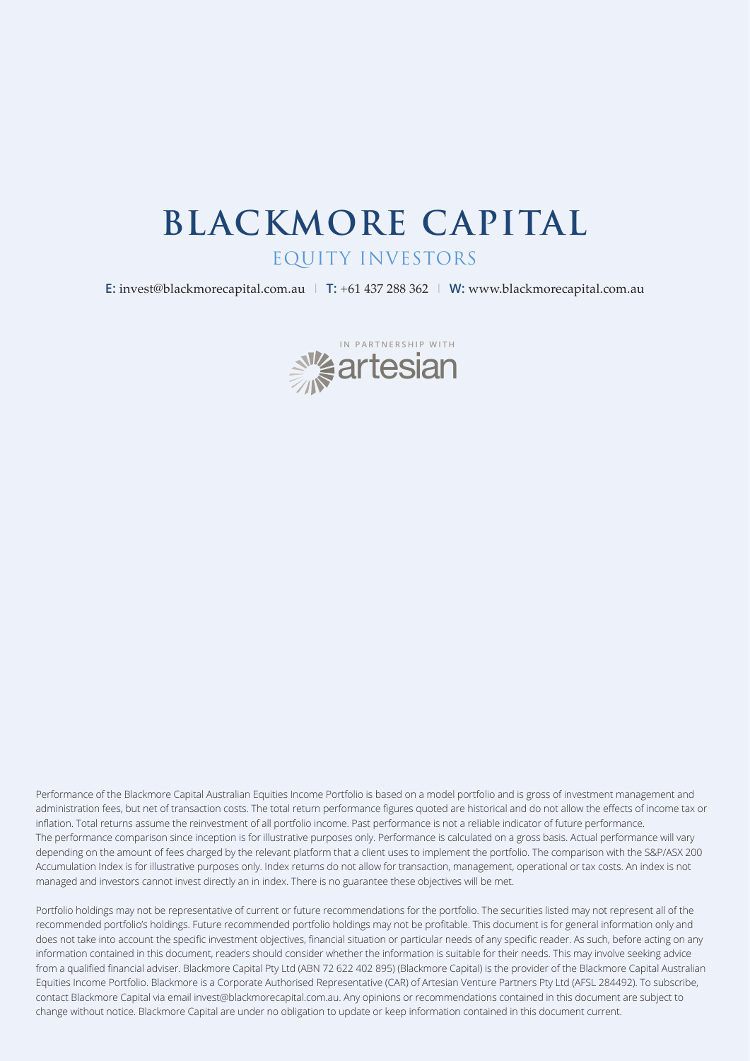# BLACKMORE CAPITAL

EQUITY INVESTORS

**E:** invest@blackmorecapital.com.au | **T:** +61 437 288 362 | **W:** www.blackmorecapital.com.au

IN PARTNERSHIP WITH artesian

Performance of the Blackmore Capital Australian Equities Income Portfolio is based on a model portfolio and is gross of investment management and administration fees, but net of transaction costs. The total return performance figures quoted are historical and do not allow the effects of income tax or inflation. Total returns assume the reinvestment of all portfolio income. Past performance is not a reliable indicator of future performance. The performance comparison since inception is for illustrative purposes only. Performance is calculated on a gross basis. Actual performance will vary depending on the amount of fees charged by the relevant platform that a client uses to implement the portfolio. The comparison with the S&P/ASX 200 Accumulation Index is for illustrative purposes only. Index returns do not allow for transaction, management, operational or tax costs. An index is not managed and investors cannot invest directly an in index. There is no guarantee these objectives will be met.

Portfolio holdings may not be representative of current or future recommendations for the portfolio. The securities listed may not represent all of the recommended portfolio's holdings. Future recommended portfolio holdings may not be profitable. This document is for general information only and does not take into account the specific investment objectives, financial situation or particular needs of any specific reader. As such, before acting on any information contained in this document, readers should consider whether the information is suitable for their needs. This may involve seeking advice from a qualified financial adviser. Blackmore Capital Pty Ltd (ABN 72 622 402 895) (Blackmore Capital) is the provider of the Blackmore Capital Australian Equities Income Portfolio. Blackmore is a Corporate Authorised Representative (CAR) of Artesian Venture Partners Pty Ltd (AFSL 284492). To subscribe, contact Blackmore Capital via email invest@blackmorecapital.com.au. Any opinions or recommendations contained in this document are subject to change without notice. Blackmore Capital are under no obligation to update or keep information contained in this document current.